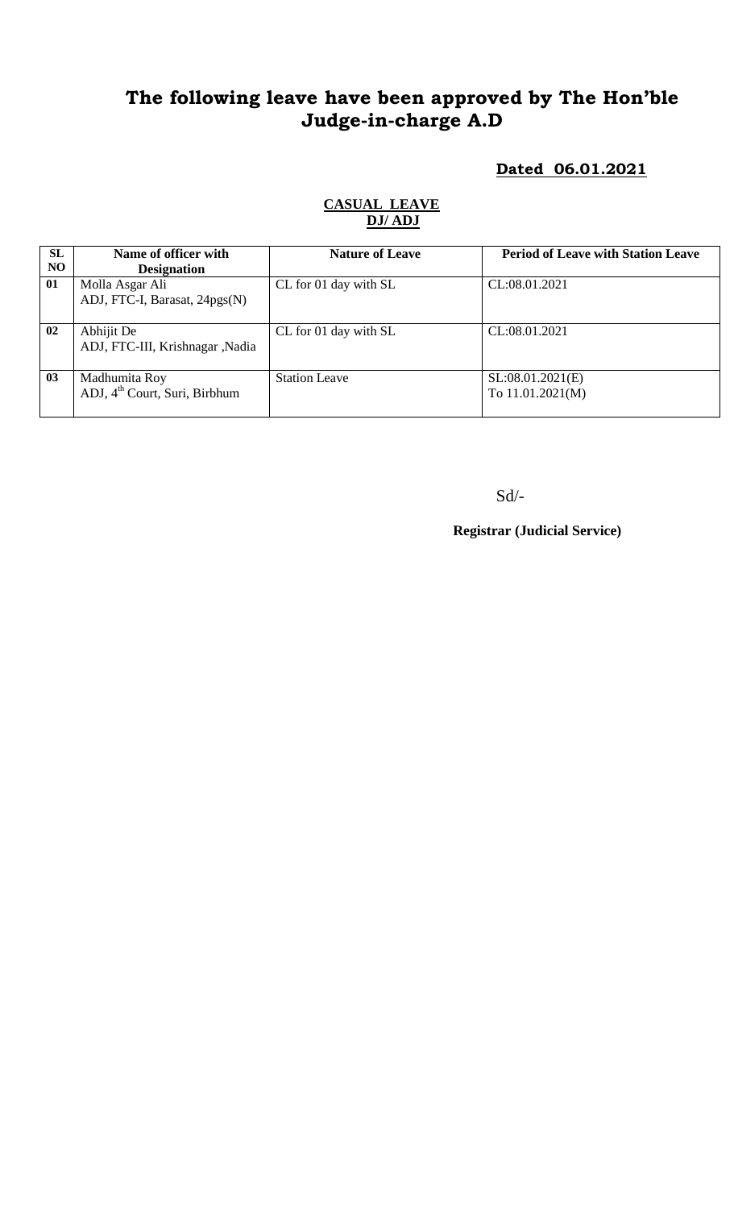# The following leave have been approved by The Hon'ble Judge-in-charge A.D

**Dated 06.01.2021**

**CASUAL LEAVE**
**DJ/ ADJ**

| SL NO | Name of officer with Designation | Nature of Leave | Period of Leave with Station Leave |
|---|---|---|---|
| 01 | Molla Asgar Ali<br>ADJ, FTC-I, Barasat, 24pgs(N) | CL for 01 day with SL | CL:08.01.2021 |
| 02 | Abhijit De<br>ADJ, FTC-III, Krishnagar ,Nadia | CL for 01 day with SL | CL:08.01.2021 |
| 03 | Madhumita Roy<br>ADJ, 4th Court, Suri, Birbhum | Station Leave | SL:08.01.2021(E)<br>To 11.01.2021(M) |

Sd/-

**Registrar (Judicial Service)**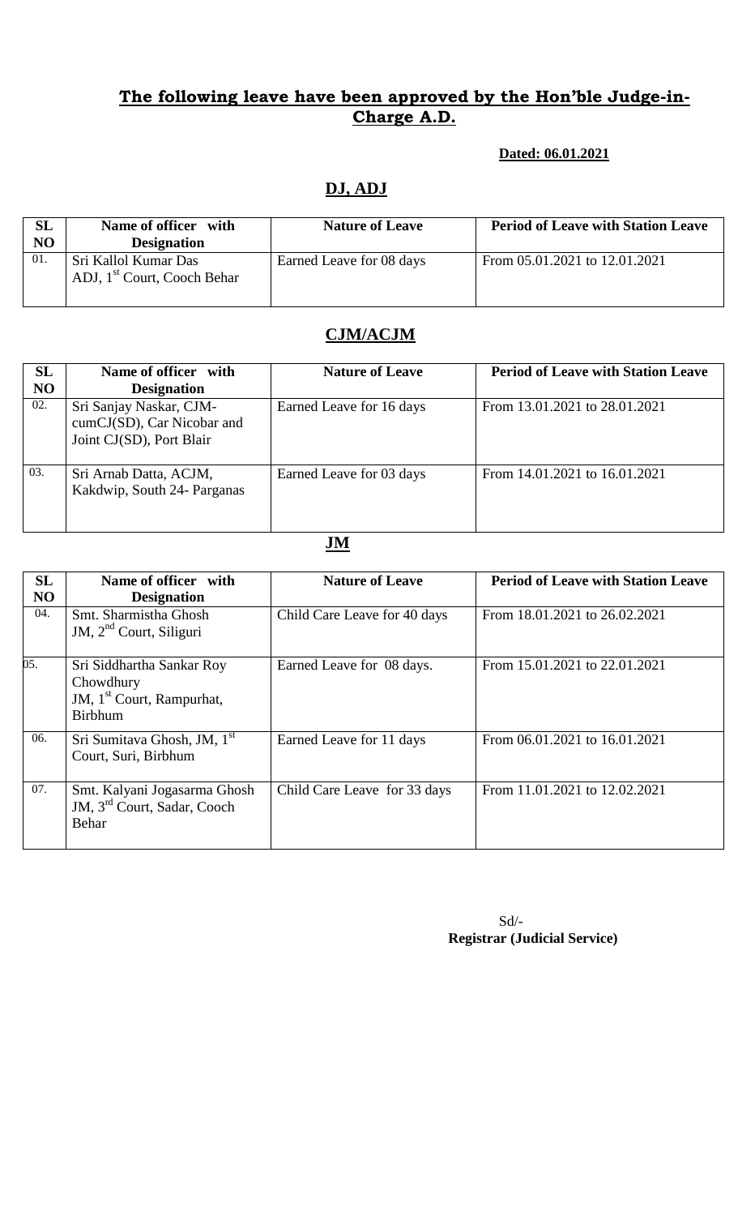## The following leave have been approved by the Hon'ble Judge-in-Charge A.D.

**Dated: 06.01.2021**

### DJ, ADJ

| SL NO | Name of officer with Designation | Nature of Leave | Period of Leave with Station Leave |
|---|---|---|---|
| 01. | Sri Kallol Kumar Das ADJ, 1st Court, Cooch Behar | Earned Leave for 08 days | From 05.01.2021 to 12.01.2021 |

### CJM/ACJM

| SL NO | Name of officer with Designation | Nature of Leave | Period of Leave with Station Leave |
|---|---|---|---|
| 02. | Sri Sanjay Naskar, CJM-cumCJ(SD), Car Nicobar and Joint CJ(SD), Port Blair | Earned Leave for 16 days | From 13.01.2021 to 28.01.2021 |
| 03. | Sri Arnab Datta, ACJM, Kakdwip, South 24- Parganas | Earned Leave for 03 days | From 14.01.2021 to 16.01.2021 |

### JM

| SL NO | Name of officer with Designation | Nature of Leave | Period of Leave with Station Leave |
|---|---|---|---|
| 04. | Smt. Sharmistha Ghosh JM, 2nd Court, Siliguri | Child Care Leave for 40 days | From 18.01.2021 to 26.02.2021 |
| 05. | Sri Siddhartha Sankar Roy Chowdhury JM, 1st Court, Rampurhat, Birbhum | Earned Leave for 08 days. | From 15.01.2021 to 22.01.2021 |
| 06. | Sri Sumitava Ghosh, JM, 1st Court, Suri, Birbhum | Earned Leave for 11 days | From 06.01.2021 to 16.01.2021 |
| 07. | Smt. Kalyani Jogasarma Ghosh JM, 3rd Court, Sadar, Cooch Behar | Child Care Leave for 33 days | From 11.01.2021 to 12.02.2021 |

Sd/-
**Registrar (Judicial Service)**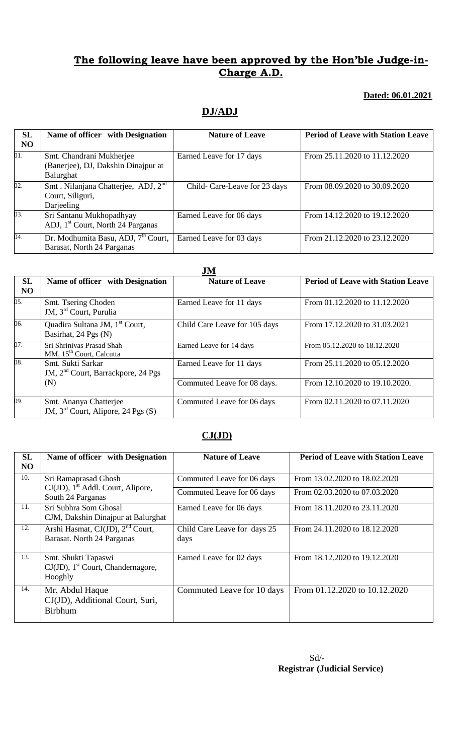## The following leave have been approved by the Hon'ble Judge-in-Charge A.D.

**Dated: 06.01.2021**

### DJ/ADJ

| SL NO | Name of officer with Designation | Nature of Leave | Period of Leave with Station Leave |
|---|---|---|---|
| 01. | Smt. Chandrani Mukherjee (Banerjee), DJ, Dakshin Dinajpur at Balurghat | Earned Leave for 17 days | From 25.11.2020 to 11.12.2020 |
| 02. | Smt . Nilanjana Chatterjee, ADJ, 2nd Court, Siliguri, Darjeeling | Child- Care-Leave for 23 days | From 08.09.2020 to 30.09.2020 |
| 03. | Sri Santanu Mukhopadhyay ADJ, 1st Court, North 24 Parganas | Earned Leave for 06 days | From 14.12.2020 to 19.12.2020 |
| 04. | Dr. Modhumita Basu, ADJ, 7th Court, Barasat, North 24 Parganas | Earned Leave for 03 days | From 21.12.2020 to 23.12.2020 |

### JM

| SL NO | Name of officer with Designation | Nature of Leave | Period of Leave with Station Leave |
|---|---|---|---|
| 05. | Smt. Tsering Choden JM, 3rd Court, Purulia | Earned Leave for 11 days | From 01.12.2020 to 11.12.2020 |
| 06. | Quadira Sultana JM, 1st Court, Basirhat, 24 Pgs (N) | Child Care Leave for 105 days | From 17.12.2020 to 31.03.2021 |
| 07. | Sri Shrinivas Prasad Shah MM, 15th Court, Calcutta | Earned Leave for 14 days | From 05.12.2020 to 18.12.2020 |
| 08. | Smt. Sukti Sarkar JM, 2nd Court, Barrackpore, 24 Pgs (N) | Earned Leave for 11 days | From 25.11.2020 to 05.12.2020 |
| | | Commuted Leave for 08 days. | From 12.10.2020 to 19.10.2020. |
| 09. | Smt. Ananya Chatterjee JM, 3rd Court, Alipore, 24 Pgs (S) | Commuted Leave for 06 days | From 02.11.2020 to 07.11.2020 |

### CJ(JD)

| SL NO | Name of officer with Designation | Nature of Leave | Period of Leave with Station Leave |
|---|---|---|---|
| 10. | Sri Ramaprasad Ghosh CJ(JD), 1st Addl. Court, Alipore, South 24 Parganas | Commuted Leave for 06 days | From 13.02.2020 to 18.02.2020 |
| | | Commuted Leave for 06 days | From 02.03.2020 to 07.03.2020 |
| 11. | Sri Subhra Som Ghosal CJM, Dakshin Dinajpur at Balurghat | Earned Leave for 06 days | From 18.11.2020 to 23.11.2020 |
| 12. | Arshi Hasmat, CJ(JD), 2nd Court, Barasat. North 24 Parganas | Child Care Leave for days 25 days | From 24.11.2020 to 18.12.2020 |
| 13. | Smt. Shukti Tapaswi CJ(JD), 1st Court, Chandernagore, Hooghly | Earned Leave for 02 days | From 18.12.2020 to 19.12.2020 |
| 14. | Mr. Abdul Haque CJ(JD), Additional Court, Suri, Birbhum | Commuted Leave for 10 days | From 01.12.2020 to 10.12.2020 |

Sd/-
**Registrar (Judicial Service)**